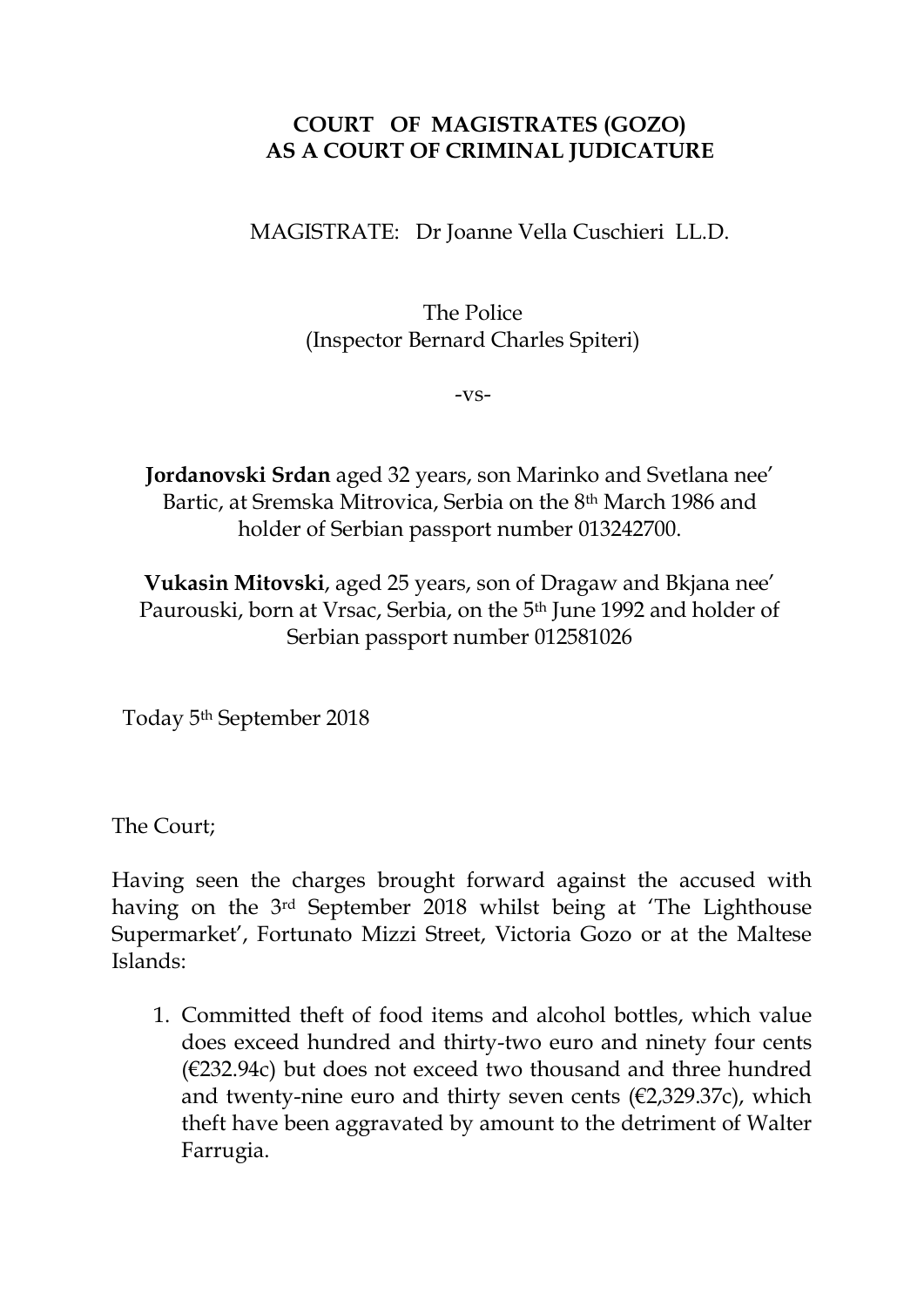**COURT OF MAGISTRATES (GOZO)**
**AS A COURT OF CRIMINAL JUDICATURE**

MAGISTRATE: Dr Joanne Vella Cuschieri LL.D.

The Police
(Inspector Bernard Charles Spiteri)

-vs-

**Jordanovski Srdan** aged 32 years, son Marinko and Svetlana nee' Bartic, at Sremska Mitrovica, Serbia on the 8th March 1986 and holder of Serbian passport number 013242700.

**Vukasin Mitovski**, aged 25 years, son of Dragaw and Bkjana nee' Paurouski, born at Vrsac, Serbia, on the 5th June 1992 and holder of Serbian passport number 012581026

Today 5th September 2018

The Court;

Having seen the charges brought forward against the accused with having on the 3rd September 2018 whilst being at 'The Lighthouse Supermarket', Fortunato Mizzi Street, Victoria Gozo or at the Maltese Islands:

1. Committed theft of food items and alcohol bottles, which value does exceed hundred and thirty-two euro and ninety four cents (€232.94c) but does not exceed two thousand and three hundred and twenty-nine euro and thirty seven cents (€2,329.37c), which theft have been aggravated by amount to the detriment of Walter Farrugia.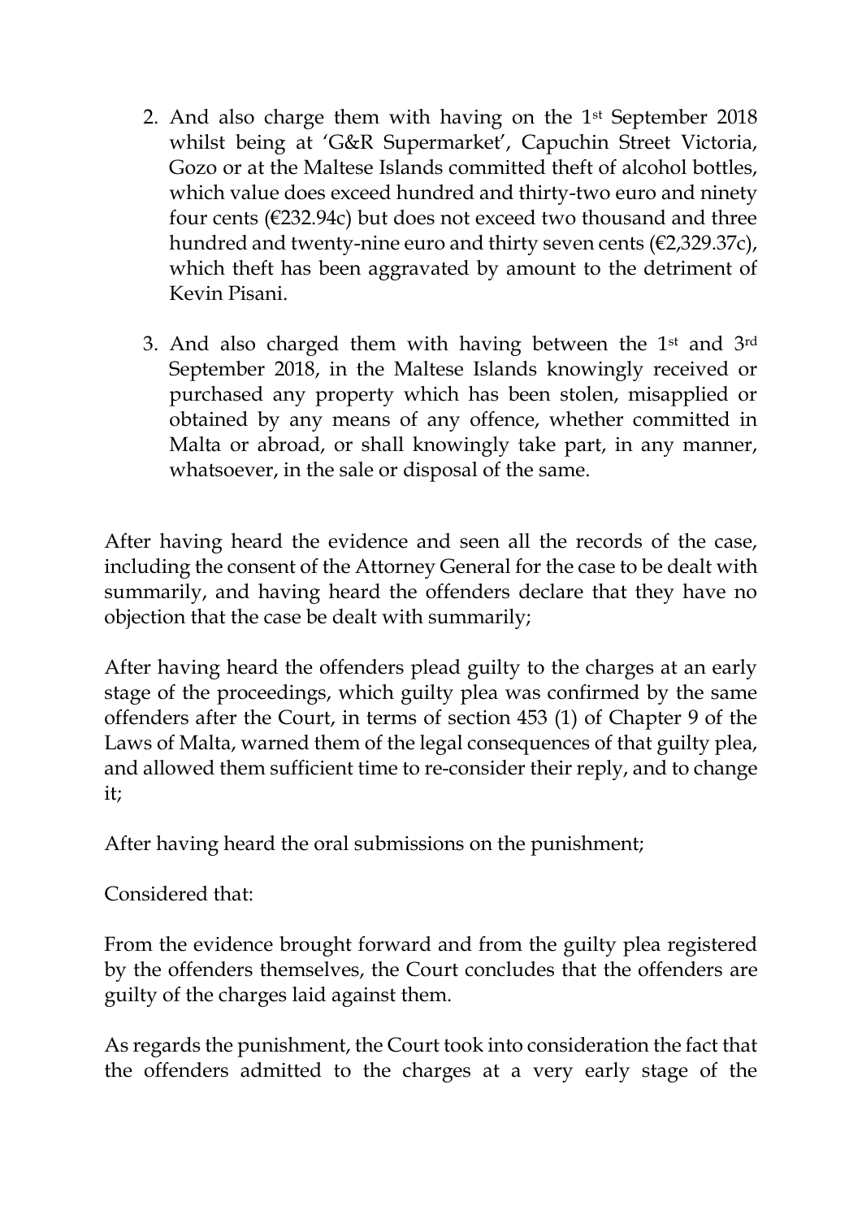2. And also charge them with having on the 1st September 2018 whilst being at 'G&R Supermarket', Capuchin Street Victoria, Gozo or at the Maltese Islands committed theft of alcohol bottles, which value does exceed hundred and thirty-two euro and ninety four cents (€232.94c) but does not exceed two thousand and three hundred and twenty-nine euro and thirty seven cents (€2,329.37c), which theft has been aggravated by amount to the detriment of Kevin Pisani.

3. And also charged them with having between the 1st and 3rd September 2018, in the Maltese Islands knowingly received or purchased any property which has been stolen, misapplied or obtained by any means of any offence, whether committed in Malta or abroad, or shall knowingly take part, in any manner, whatsoever, in the sale or disposal of the same.

After having heard the evidence and seen all the records of the case, including the consent of the Attorney General for the case to be dealt with summarily, and having heard the offenders declare that they have no objection that the case be dealt with summarily;

After having heard the offenders plead guilty to the charges at an early stage of the proceedings, which guilty plea was confirmed by the same offenders after the Court, in terms of section 453 (1) of Chapter 9 of the Laws of Malta, warned them of the legal consequences of that guilty plea, and allowed them sufficient time to re-consider their reply, and to change it;

After having heard the oral submissions on the punishment;

Considered that:

From the evidence brought forward and from the guilty plea registered by the offenders themselves, the Court concludes that the offenders are guilty of the charges laid against them.

As regards the punishment, the Court took into consideration the fact that the offenders admitted to the charges at a very early stage of the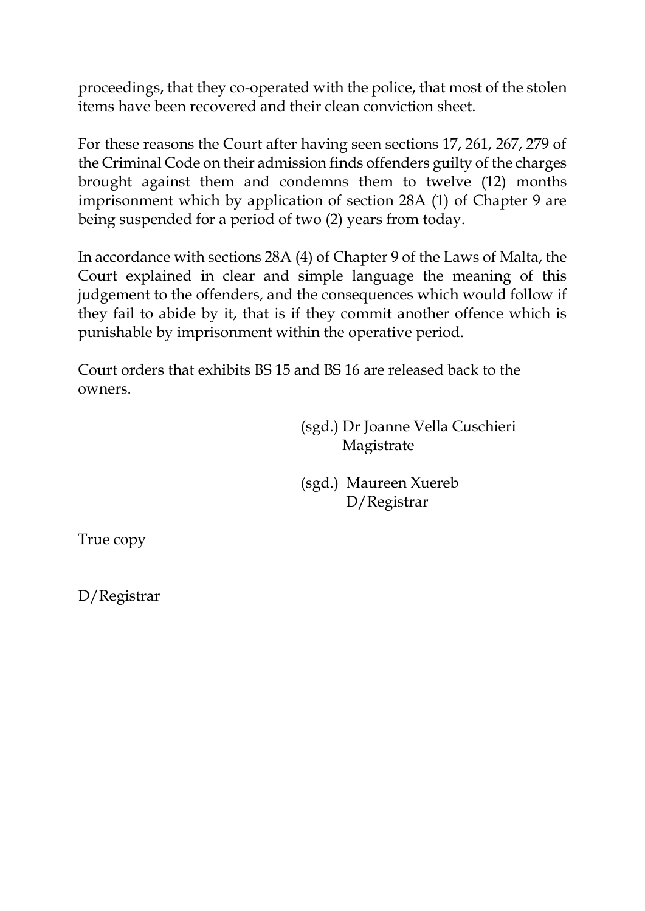proceedings, that they co-operated with the police, that most of the stolen items have been recovered and their clean conviction sheet.

For these reasons the Court after having seen sections 17, 261, 267, 279 of the Criminal Code on their admission finds offenders guilty of the charges brought against them and condemns them to twelve (12) months imprisonment which by application of section 28A (1) of Chapter 9 are being suspended for a period of two (2) years from today.

In accordance with sections 28A (4) of Chapter 9 of the Laws of Malta, the Court explained in clear and simple language the meaning of this judgement to the offenders, and the consequences which would follow if they fail to abide by it, that is if they commit another offence which is punishable by imprisonment within the operative period.

Court orders that exhibits BS 15 and BS 16 are released back to the owners.

(sgd.) Dr Joanne Vella Cuschieri
Magistrate

(sgd.) Maureen Xuereb
D/Registrar

True copy

D/Registrar